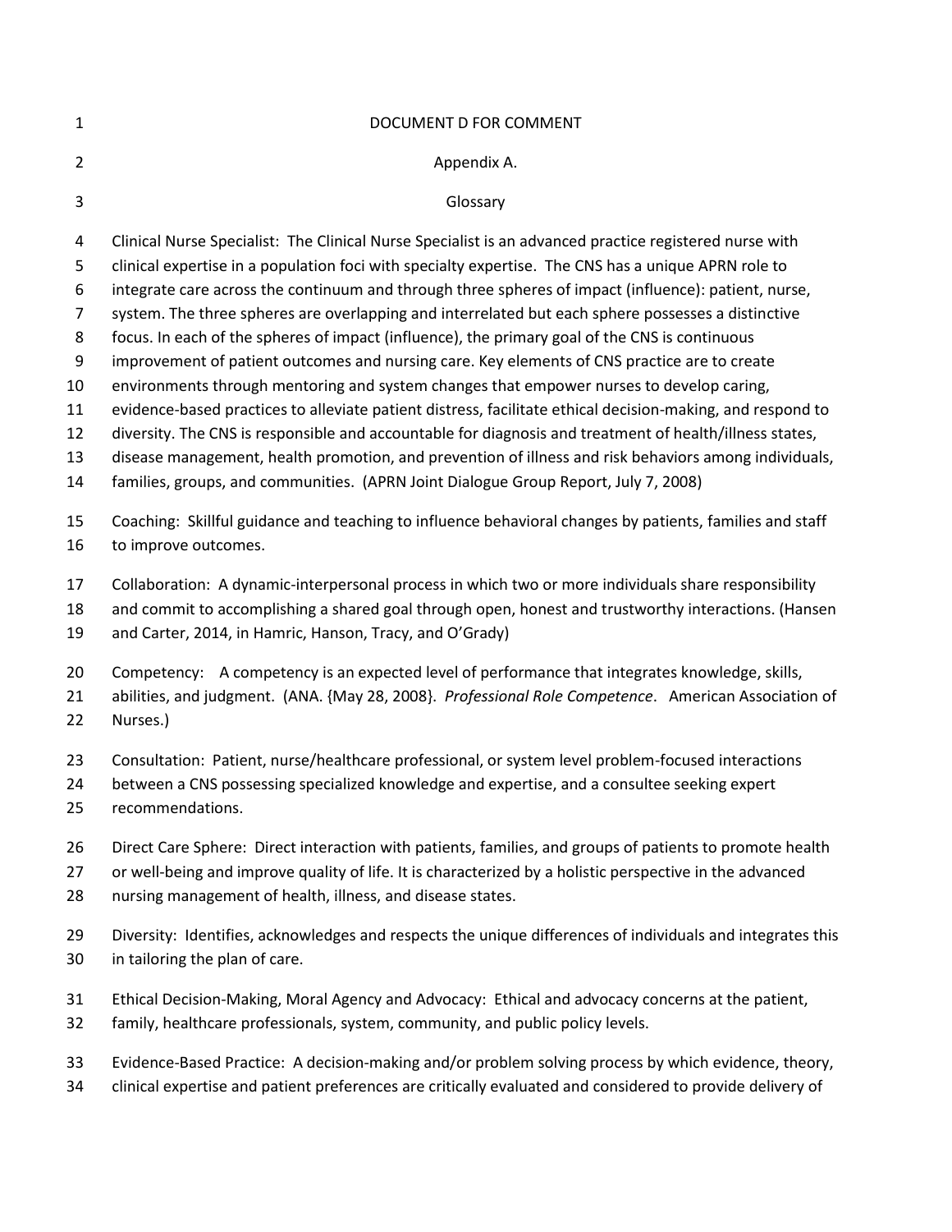DOCUMENT D FOR COMMENT

# Appendix A.

## Glossary

Clinical Nurse Specialist: The Clinical Nurse Specialist is an advanced practice registered nurse with clinical expertise in a population foci with specialty expertise. The CNS has a unique APRN role to integrate care across the continuum and through three spheres of impact (influence): patient, nurse, system. The three spheres are overlapping and interrelated but each sphere possesses a distinctive focus. In each of the spheres of impact (influence), the primary goal of the CNS is continuous improvement of patient outcomes and nursing care. Key elements of CNS practice are to create environments through mentoring and system changes that empower nurses to develop caring, evidence-based practices to alleviate patient distress, facilitate ethical decision-making, and respond to diversity. The CNS is responsible and accountable for diagnosis and treatment of health/illness states, disease management, health promotion, and prevention of illness and risk behaviors among individuals, families, groups, and communities. (APRN Joint Dialogue Group Report, July 7, 2008)

Coaching: Skillful guidance and teaching to influence behavioral changes by patients, families and staff to improve outcomes.

Collaboration: A dynamic-interpersonal process in which two or more individuals share responsibility and commit to accomplishing a shared goal through open, honest and trustworthy interactions. (Hansen and Carter, 2014, in Hamric, Hanson, Tracy, and O'Grady)

Competency: A competency is an expected level of performance that integrates knowledge, skills, abilities, and judgment. (ANA. {May 28, 2008}. *Professional Role Competence*. American Association of Nurses.)

Consultation: Patient, nurse/healthcare professional, or system level problem-focused interactions between a CNS possessing specialized knowledge and expertise, and a consultee seeking expert recommendations.

Direct Care Sphere: Direct interaction with patients, families, and groups of patients to promote health or well-being and improve quality of life. It is characterized by a holistic perspective in the advanced nursing management of health, illness, and disease states.

Diversity: Identifies, acknowledges and respects the unique differences of individuals and integrates this in tailoring the plan of care.

Ethical Decision-Making, Moral Agency and Advocacy: Ethical and advocacy concerns at the patient, family, healthcare professionals, system, community, and public policy levels.

Evidence-Based Practice: A decision-making and/or problem solving process by which evidence, theory, clinical expertise and patient preferences are critically evaluated and considered to provide delivery of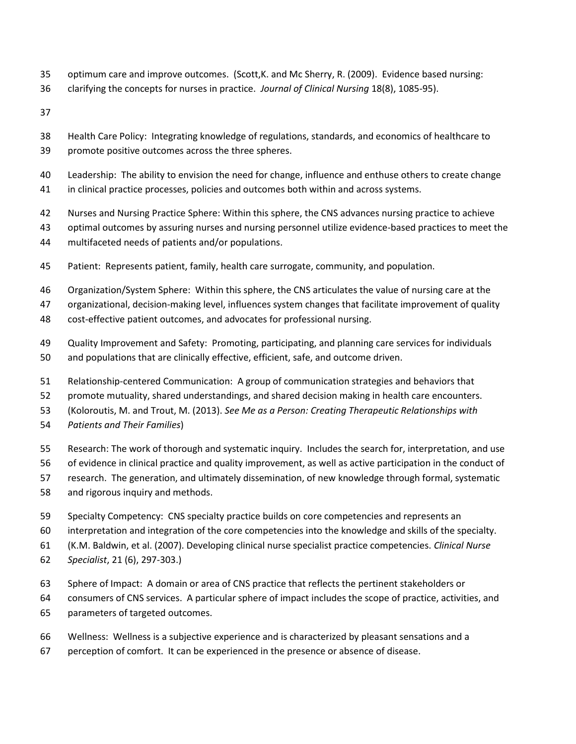optimum care and improve outcomes. (Scott,K. and Mc Sherry, R. (2009). Evidence based nursing: clarifying the concepts for nurses in practice. *Journal of Clinical Nursing* 18(8), 1085-95).

Health Care Policy: Integrating knowledge of regulations, standards, and economics of healthcare to promote positive outcomes across the three spheres.

Leadership: The ability to envision the need for change, influence and enthuse others to create change in clinical practice processes, policies and outcomes both within and across systems.

Nurses and Nursing Practice Sphere: Within this sphere, the CNS advances nursing practice to achieve optimal outcomes by assuring nurses and nursing personnel utilize evidence-based practices to meet the multifaceted needs of patients and/or populations.

Patient: Represents patient, family, health care surrogate, community, and population.

Organization/System Sphere: Within this sphere, the CNS articulates the value of nursing care at the organizational, decision-making level, influences system changes that facilitate improvement of quality cost-effective patient outcomes, and advocates for professional nursing.

Quality Improvement and Safety: Promoting, participating, and planning care services for individuals and populations that are clinically effective, efficient, safe, and outcome driven.

Relationship-centered Communication: A group of communication strategies and behaviors that promote mutuality, shared understandings, and shared decision making in health care encounters. (Koloroutis, M. and Trout, M. (2013). *See Me as a Person: Creating Therapeutic Relationships with Patients and Their Families*)

Research: The work of thorough and systematic inquiry. Includes the search for, interpretation, and use of evidence in clinical practice and quality improvement, as well as active participation in the conduct of research. The generation, and ultimately dissemination, of new knowledge through formal, systematic and rigorous inquiry and methods.

Specialty Competency: CNS specialty practice builds on core competencies and represents an interpretation and integration of the core competencies into the knowledge and skills of the specialty. (K.M. Baldwin, et al. (2007). Developing clinical nurse specialist practice competencies. *Clinical Nurse Specialist*, 21 (6), 297-303.)

Sphere of Impact: A domain or area of CNS practice that reflects the pertinent stakeholders or consumers of CNS services. A particular sphere of impact includes the scope of practice, activities, and parameters of targeted outcomes.

Wellness: Wellness is a subjective experience and is characterized by pleasant sensations and a perception of comfort. It can be experienced in the presence or absence of disease.